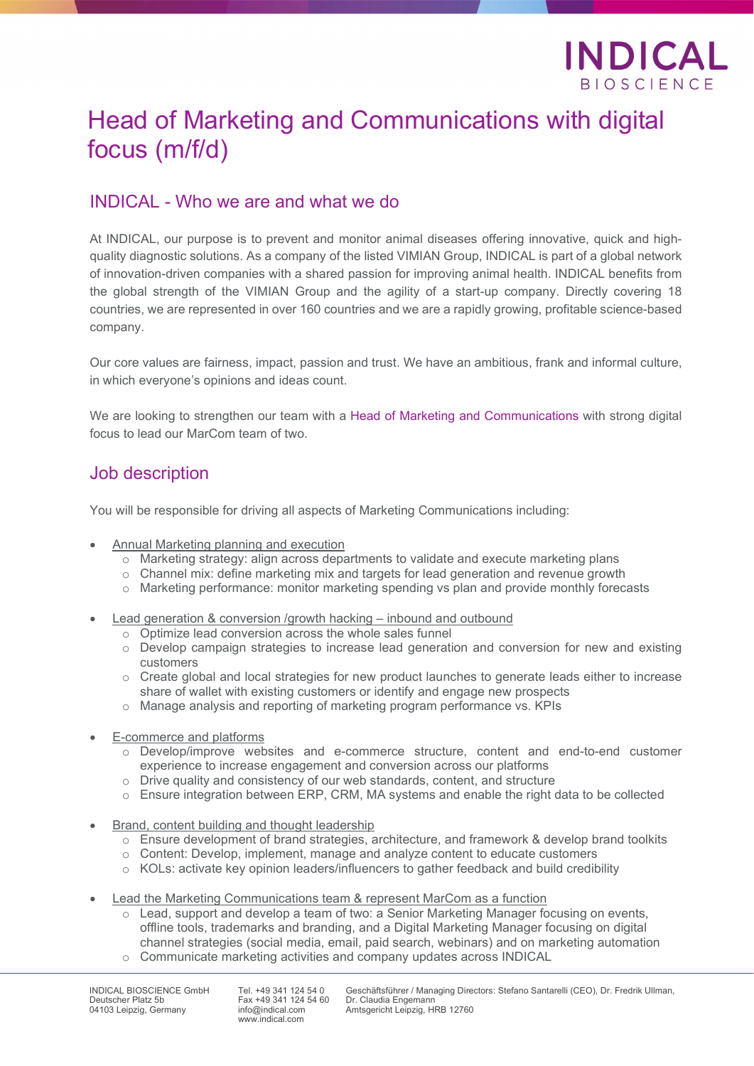# Head of Marketing and Communications with digital focus (m/f/d)

## INDICAL - Who we are and what we do

At INDICAL, our purpose is to prevent and monitor animal diseases offering innovative, quick and high-quality diagnostic solutions. As a company of the listed VIMIAN Group, INDICAL is part of a global network of innovation-driven companies with a shared passion for improving animal health. INDICAL benefits from the global strength of the VIMIAN Group and the agility of a start-up company. Directly covering 18 countries, we are represented in over 160 countries and we are a rapidly growing, profitable science-based company.

Our core values are fairness, impact, passion and trust. We have an ambitious, frank and informal culture, in which everyone's opinions and ideas count.

We are looking to strengthen our team with a Head of Marketing and Communications with strong digital focus to lead our MarCom team of two.

## Job description

You will be responsible for driving all aspects of Marketing Communications including:

- Annual Marketing planning and execution
  - Marketing strategy: align across departments to validate and execute marketing plans
  - Channel mix: define marketing mix and targets for lead generation and revenue growth
  - Marketing performance: monitor marketing spending vs plan and provide monthly forecasts
- Lead generation & conversion /growth hacking – inbound and outbound
  - Optimize lead conversion across the whole sales funnel
  - Develop campaign strategies to increase lead generation and conversion for new and existing customers
  - Create global and local strategies for new product launches to generate leads either to increase share of wallet with existing customers or identify and engage new prospects
  - Manage analysis and reporting of marketing program performance vs. KPIs
- E-commerce and platforms
  - Develop/improve websites and e-commerce structure, content and end-to-end customer experience to increase engagement and conversion across our platforms
  - Drive quality and consistency of our web standards, content, and structure
  - Ensure integration between ERP, CRM, MA systems and enable the right data to be collected
- Brand, content building and thought leadership
  - Ensure development of brand strategies, architecture, and framework & develop brand toolkits
  - Content: Develop, implement, manage and analyze content to educate customers
  - KOLs: activate key opinion leaders/influencers to gather feedback and build credibility
- Lead the Marketing Communications team & represent MarCom as a function
  - Lead, support and develop a team of two: a Senior Marketing Manager focusing on events, offline tools, trademarks and branding, and a Digital Marketing Manager focusing on digital channel strategies (social media, email, paid search, webinars) and on marketing automation
  - Communicate marketing activities and company updates across INDICAL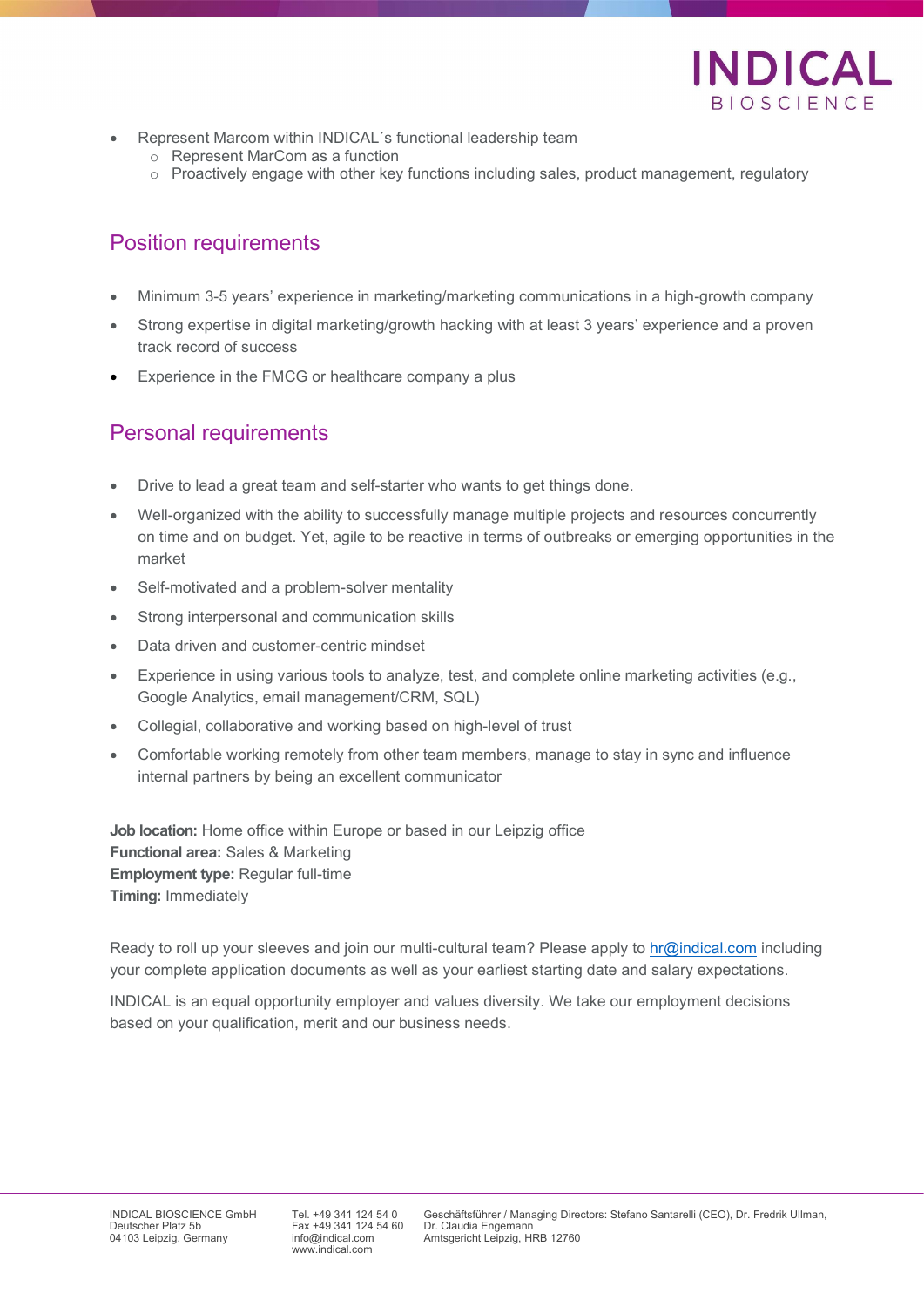- Represent Marcom within INDICAL´s functional leadership team
  - Represent MarCom as a function
  - Proactively engage with other key functions including sales, product management, regulatory

## Position requirements

- Minimum 3-5 years' experience in marketing/marketing communications in a high-growth company
- Strong expertise in digital marketing/growth hacking with at least 3 years' experience and a proven track record of success
- Experience in the FMCG or healthcare company a plus

## Personal requirements

- Drive to lead a great team and self-starter who wants to get things done.
- Well-organized with the ability to successfully manage multiple projects and resources concurrently on time and on budget. Yet, agile to be reactive in terms of outbreaks or emerging opportunities in the market
- Self-motivated and a problem-solver mentality
- Strong interpersonal and communication skills
- Data driven and customer-centric mindset
- Experience in using various tools to analyze, test, and complete online marketing activities (e.g., Google Analytics, email management/CRM, SQL)
- Collegial, collaborative and working based on high-level of trust
- Comfortable working remotely from other team members, manage to stay in sync and influence internal partners by being an excellent communicator

**Job location:** Home office within Europe or based in our Leipzig office
**Functional area:** Sales & Marketing
**Employment type:** Regular full-time
**Timing:** Immediately

Ready to roll up your sleeves and join our multi-cultural team? Please apply to hr@indical.com including your complete application documents as well as your earliest starting date and salary expectations.

INDICAL is an equal opportunity employer and values diversity. We take our employment decisions based on your qualification, merit and our business needs.